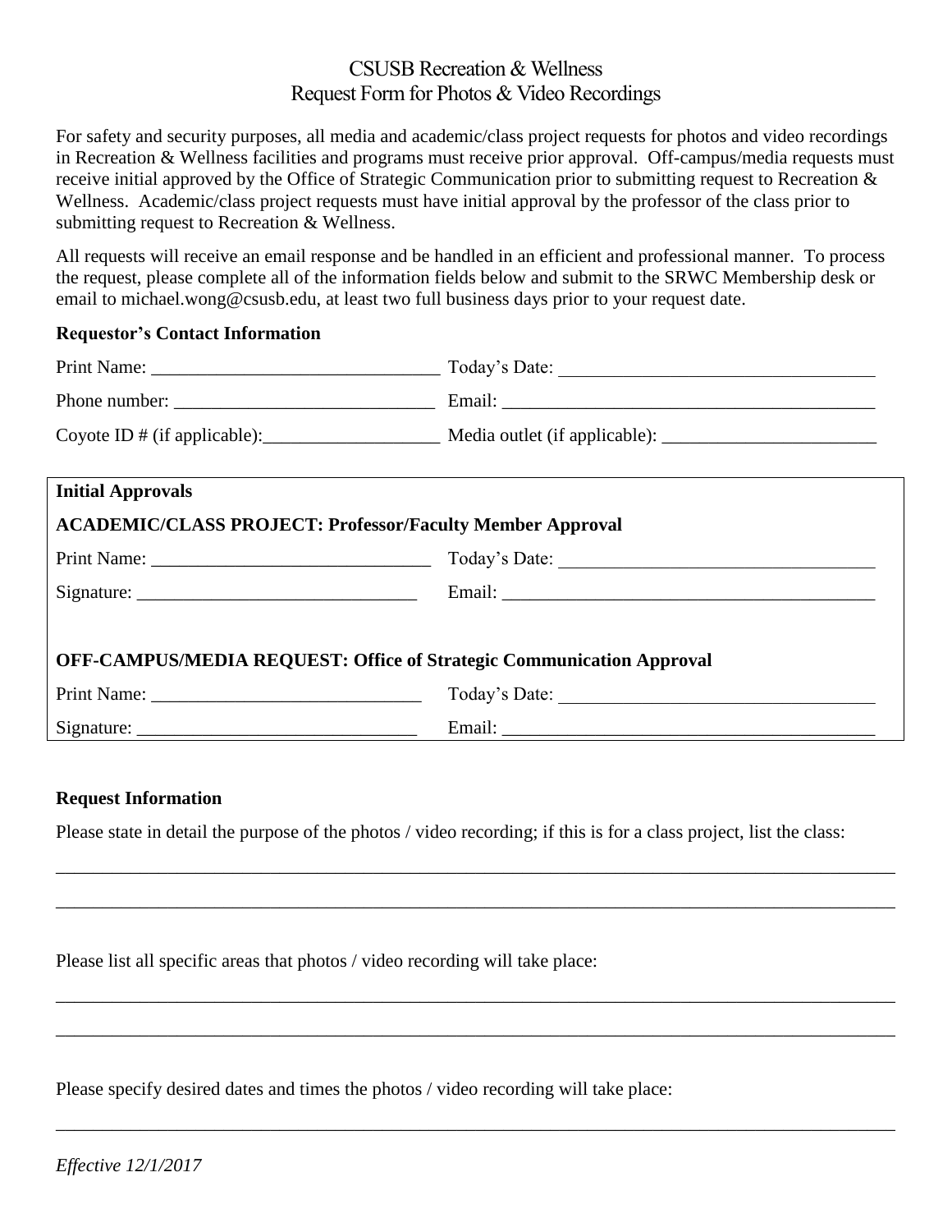# CSUSB Recreation & Wellness
## Request Form for Photos & Video Recordings

For safety and security purposes, all media and academic/class project requests for photos and video recordings in Recreation & Wellness facilities and programs must receive prior approval. Off-campus/media requests must receive initial approved by the Office of Strategic Communication prior to submitting request to Recreation & Wellness. Academic/class project requests must have initial approval by the professor of the class prior to submitting request to Recreation & Wellness.

All requests will receive an email response and be handled in an efficient and professional manner. To process the request, please complete all of the information fields below and submit to the SRWC Membership desk or email to michael.wong@csusb.edu, at least two full business days prior to your request date.

**Requestor's Contact Information**

Print Name: _______________________________ Today's Date: __________________________________

Phone number: ____________________________ Email: _________________________________________

Coyote ID # (if applicable):___________________ Media outlet (if applicable): _______________________

**Initial Approvals**

**ACADEMIC/CLASS PROJECT: Professor/Faculty Member Approval**

Print Name: ______________________________ Today's Date: __________________________________

Signature: ______________________________ Email: _________________________________________

**OFF-CAMPUS/MEDIA REQUEST: Office of Strategic Communication Approval**

Print Name: _____________________________ Today's Date: __________________________________

Signature: ______________________________ Email: _________________________________________

**Request Information**

Please state in detail the purpose of the photos / video recording; if this is for a class project, list the class:

_____________________________________________________________________________________________

_____________________________________________________________________________________________

Please list all specific areas that photos / video recording will take place:

_____________________________________________________________________________________________

_____________________________________________________________________________________________

Please specify desired dates and times the photos / video recording will take place:

_____________________________________________________________________________________________

*Effective 12/1/2017*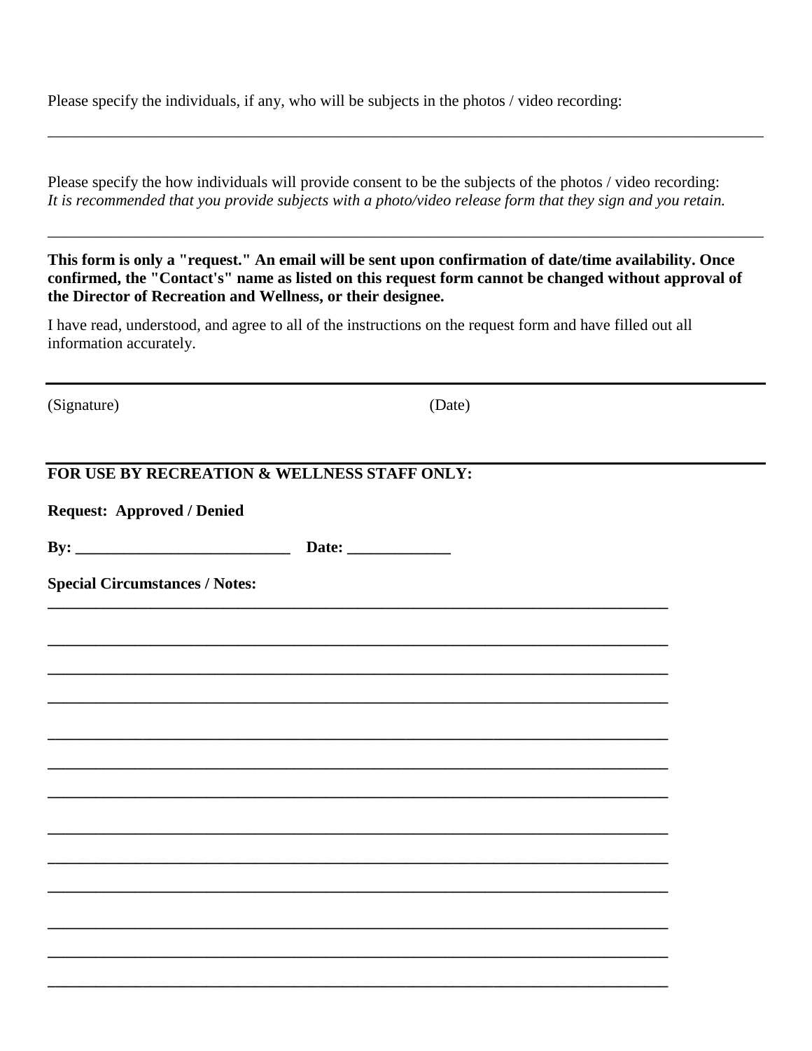Please specify the individuals, if any, who will be subjects in the photos / video recording:

_______________________________________________________________________________________________

Please specify the how individuals will provide consent to be the subjects of the photos / video recording:
*It is recommended that you provide subjects with a photo/video release form that they sign and you retain.*

_______________________________________________________________________________________________

**This form is only a "request." An email will be sent upon confirmation of date/time availability. Once confirmed, the "Contact's" name as listed on this request form cannot be changed without approval of the Director of Recreation and Wellness, or their designee.**

I have read, understood, and agree to all of the instructions on the request form and have filled out all information accurately.

_______________________________________________________________________________________________

(Signature) (Date)

**FOR USE BY RECREATION & WELLNESS STAFF ONLY:**

**Request: Approved / Denied**

**By: ___________________________ Date: _____________**

**Special Circumstances / Notes:**

_______________________________________________________________________________

_______________________________________________________________________________

_______________________________________________________________________________

_______________________________________________________________________________

_______________________________________________________________________________

_______________________________________________________________________________

_______________________________________________________________________________

_______________________________________________________________________________

_______________________________________________________________________________

_______________________________________________________________________________

_______________________________________________________________________________

_______________________________________________________________________________

_______________________________________________________________________________